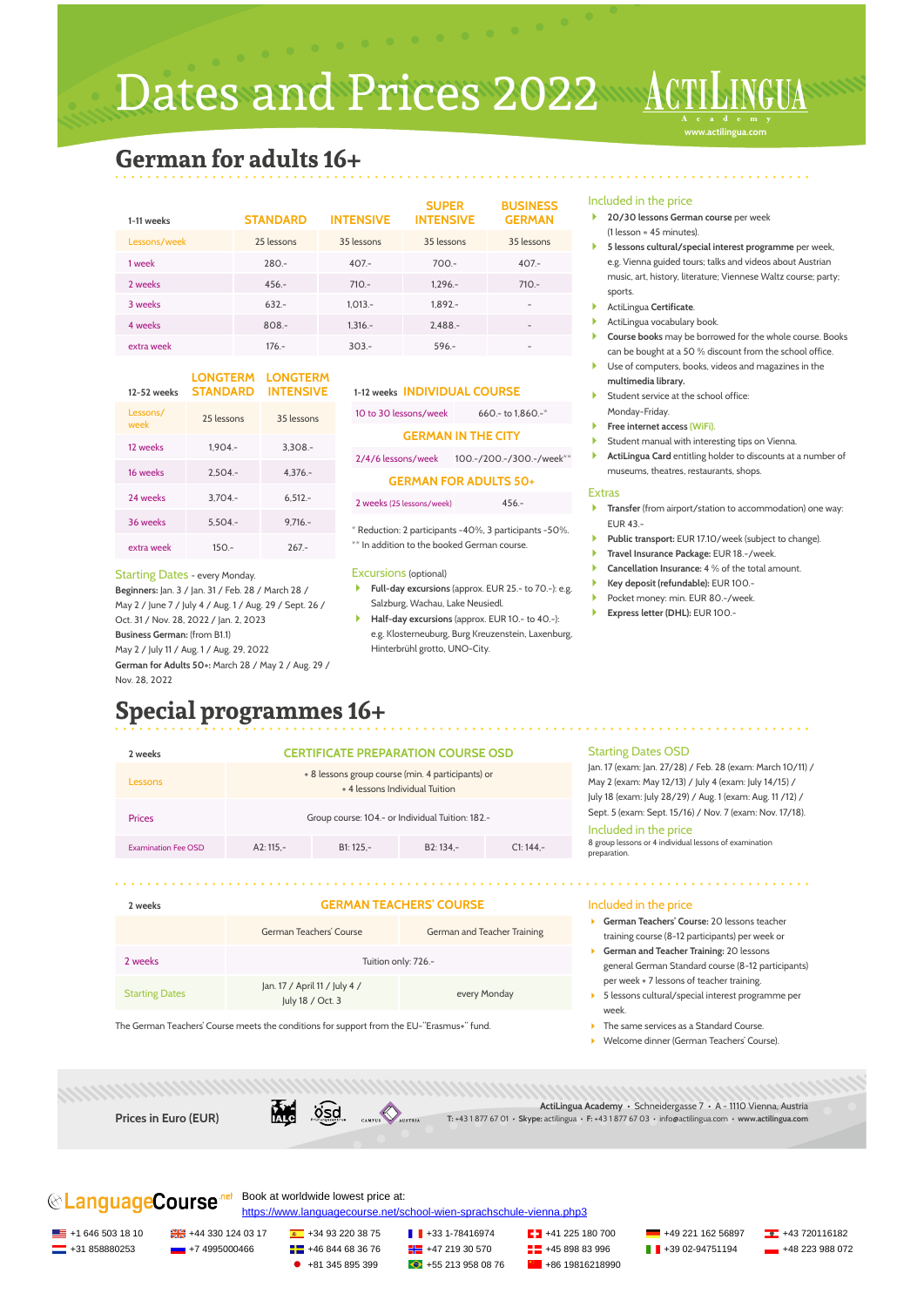# Dates and Prices 2022

ACTILINGUA Academy
www.actilingua.com

## German for adults 16+

| 1-11 weeks | STANDARD | INTENSIVE | SUPER INTENSIVE | BUSINESS GERMAN |
|---|---|---|---|---|
| Lessons/week | 25 lessons | 35 lessons | 35 lessons | 35 lessons |
| 1 week | 280.- | 407.- | 700.- | 407.- |
| 2 weeks | 456.- | 710.- | 1,296.- | 710.- |
| 3 weeks | 632.- | 1,013.- | 1,892.- | - |
| 4 weeks | 808.- | 1,316.- | 2,488.- | - |
| extra week | 176.- | 303.- | 596.- | - |

| 12-52 weeks | LONGTERM STANDARD | LONGTERM INTENSIVE |
|---|---|---|
| Lessons/week | 25 lessons | 35 lessons |
| 12 weeks | 1,904.- | 3,308.- |
| 16 weeks | 2,504.- | 4,376.- |
| 24 weeks | 3,704.- | 6,512.- |
| 36 weeks | 5,504.- | 9,716.- |
| extra week | 150.- | 267.- |

| 1-12 weeks | INDIVIDUAL COURSE |
|---|---|
| 10 to 30 lessons/week | 660.- to 1,860.-* |
| | **GERMAN IN THE CITY** |
| 2/4/6 lessons/week | 100.-/200.-/300.-/week** |
| | **GERMAN FOR ADULTS 50+** |
| 2 weeks (25 lessons/week) | 456.- |

\* Reduction: 2 participants -40%, 3 participants -50%.
\*\* In addition to the booked German course.

### Starting Dates - every Monday.

**Beginners:** Jan. 3 / Jan. 31 / Feb. 28 / March 28 / May 2 / June 7 / July 4 / Aug. 1 / Aug. 29 / Sept. 26 / Oct. 31 / Nov. 28, 2022 / Jan. 2, 2023

**Business German:** (from B1.1)
May 2 / July 11 / Aug. 1 / Aug. 29, 2022

**German for Adults 50+:** March 28 / May 2 / Aug. 29 / Nov. 28, 2022

### Excursions (optional)

- **Full-day excursions** (approx. EUR 25.- to 70.-): e.g. Salzburg, Wachau, Lake Neusiedl.
- **Half-day excursions** (approx. EUR 10.- to 40.-): e.g. Klosterneuburg, Burg Kreuzenstein, Laxenburg, Hinterbrühl grotto, UNO-City.

### Included in the price

- **20/30 lessons German course** per week (1 lesson = 45 minutes).
- **5 lessons cultural/special interest programme** per week, e.g. Vienna guided tours; talks and videos about Austrian music, art, history, literature; Viennese Waltz course; party; sports.
- ActiLingua **Certificate**.
- ActiLingua vocabulary book.
- **Course books** may be borrowed for the whole course. Books can be bought at a 50 % discount from the school office.
- Use of computers, books, videos and magazines in the **multimedia library.**
- Student service at the school office: Monday-Friday.
- **Free internet access** (WiFi).
- Student manual with interesting tips on Vienna.
- **ActiLingua Card** entitling holder to discounts at a number of museums, theatres, restaurants, shops.

### Extras

- **Transfer** (from airport/station to accommodation) one way: EUR 43.-
- **Public transport:** EUR 17.10/week (subject to change).
- **Travel Insurance Package:** EUR 18.-/week.
- **Cancellation Insurance:** 4 % of the total amount.
- **Key deposit (refundable):** EUR 100.-
- Pocket money: min. EUR 80.-/week.
- **Express letter (DHL):** EUR 100.-

## Special programmes 16+

| 2 weeks | CERTIFICATE PREPARATION COURSE OSD | | | |
|---|---|---|---|---|
| Lessons | + 8 lessons group course (min. 4 participants) or + 4 lessons Individual Tuition | | | |
| Prices | Group course: 104.- or Individual Tuition: 182.- | | | |
| Examination Fee OSD | A2: 115,- | B1: 125,- | B2: 134,- | C1: 144,- |

### Starting Dates OSD

Jan. 17 (exam: Jan. 27/28) / Feb. 28 (exam: March 10/11) / May 2 (exam: May 12/13) / July 4 (exam: July 14/15) / July 18 (exam: July 28/29) / Aug. 1 (exam: Aug. 11 /12) / Sept. 5 (exam: Sept. 15/16) / Nov. 7 (exam: Nov. 17/18).

### Included in the price

8 group lessons or 4 individual lessons of examination preparation.

| 2 weeks | GERMAN TEACHERS' COURSE | |
|---|---|---|
| | German Teachers' Course | German and Teacher Training |
| 2 weeks | Tuition only: 726.- | |
| Starting Dates | Jan. 17 / April 11 / July 4 / July 18 / Oct. 3 | every Monday |

The German Teachers' Course meets the conditions for support from the EU-"Erasmus+" fund.

### Included in the price

- **German Teachers' Course:** 20 lessons teacher training course (8-12 participants) per week or
- **German and Teacher Training:** 20 lessons general German Standard course (8-12 participants) per week + 7 lessons of teacher training.
- 5 lessons cultural/special interest programme per week.
- The same services as a Standard Course.
- Welcome dinner (German Teachers' Course).

**Prices in Euro (EUR)**

**ActiLingua Academy** • Schneidergasse 7 • A - 1110 Vienna, Austria
T: +43 1 877 67 01 • Skype: actilingua • F: +43 1 877 67 03 • info@actilingua.com • **www.actilingua.com**

LanguageCourse.net — Book at worldwide lowest price at:
https://www.languagecourse.net/school-wien-sprachschule-vienna.php3

+1 646 503 18 10 · +44 330 124 03 17 · +34 93 220 38 75 · +33 1-78416974 · +41 225 180 700 · +49 221 162 56897 · +43 720116182
+31 858880253 · +7 4995000466 · +46 844 68 36 76 · +47 219 30 570 · +45 898 83 996 · +39 02-94751194 · +48 223 988 072
+81 345 895 399 · +55 213 958 08 76 · +86 19816218990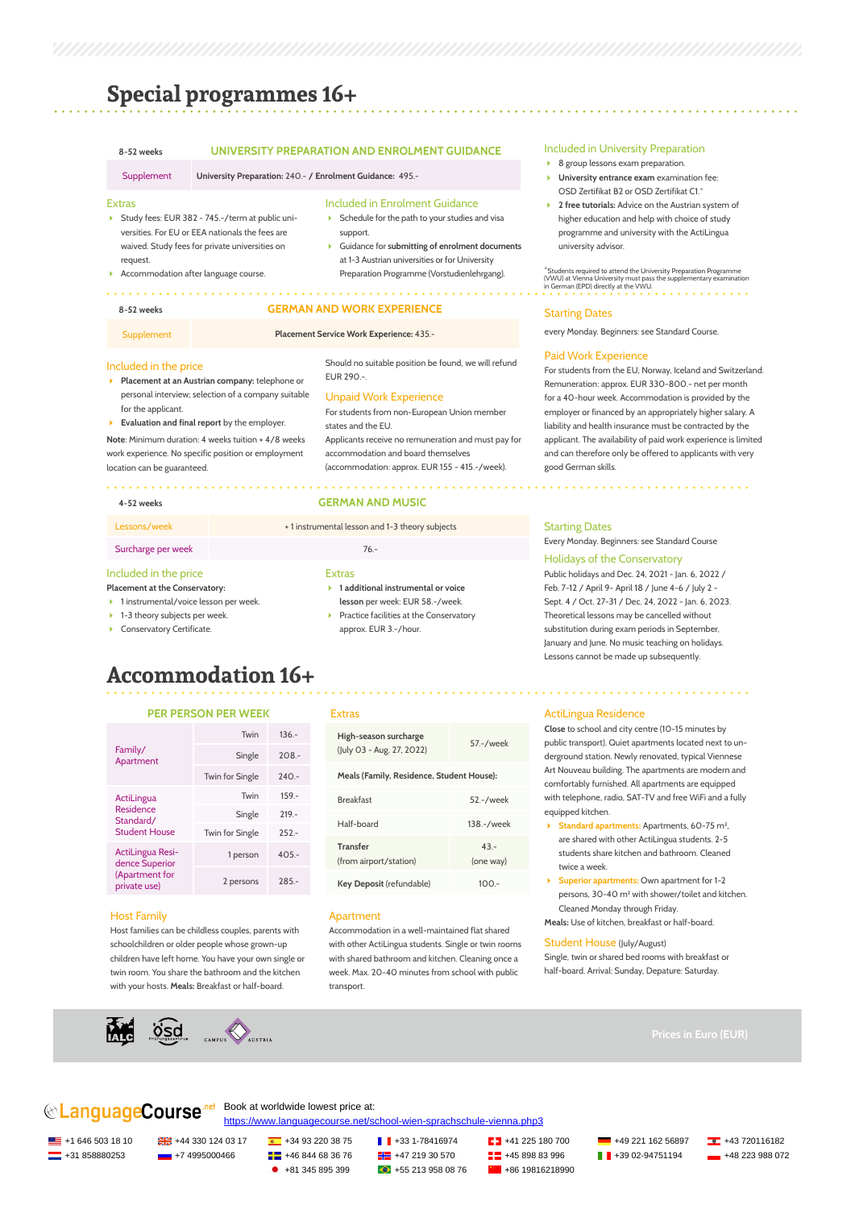# Special programmes 16+

| 8-52 weeks | UNIVERSITY PREPARATION AND ENROLMENT GUIDANCE |
|---|---|
| Supplement | University Preparation: 240.- / Enrolment Guidance: 495.- |

### Extras

- Study fees: EUR 382 - 745.-/term at public universities. For EU or EEA nationals the fees are waived. Study fees for private universities on request.
- Accommodation after language course.

### Included in Enrolment Guidance

- Schedule for the path to your studies and visa support.
- Guidance for **submitting of enrolment documents** at 1-3 Austrian universities or for University Preparation Programme (Vorstudienlehrgang).

### Included in University Preparation

- 8 group lessons exam preparation.
- **University entrance exam** examination fee: OSD Zertifikat B2 or OSD Zertifikat C1.*
- **2 free tutorials:** Advice on the Austrian system of higher education and help with choice of study programme and university with the ActiLingua university advisor.

*Students required to attend the University Preparation Programme (VWU) at Vienna University must pass the supplementary examination in German (EPD) directly at the VWU.

| 8-52 weeks | GERMAN AND WORK EXPERIENCE |
|---|---|
| Supplement | Placement Service Work Experience: 435.- |

### Included in the price

- **Placement at an Austrian company:** telephone or personal interview; selection of a company suitable for the applicant.
- **Evaluation and final report** by the employer.

**Note**: Minimum duration: 4 weeks tuition + 4/8 weeks work experience. No specific position or employment location can be guaranteed.

Should no suitable position be found, we will refund EUR 290.-.

### Unpaid Work Experience

For students from non-European Union member states and the EU.
Applicants receive no remuneration and must pay for accommodation and board themselves (accommodation: approx. EUR 155 - 415.-/week).

### Starting Dates

every Monday. Beginners: see Standard Course.

### Paid Work Experience

For students from the EU, Norway, Iceland and Switzerland. Remuneration: approx. EUR 330-800.- net per month for a 40-hour week. Accommodation is provided by the employer or financed by an appropriately higher salary. A liability and health insurance must be contracted by the applicant. The availability of paid work experience is limited and can therefore only be offered to applicants with very good German skills.

| 4-52 weeks | GERMAN AND MUSIC |
|---|---|
| Lessons/week | + 1 instrumental lesson and 1-3 theory subjects |
| Surcharge per week | 76.- |

### Included in the price

**Placement at the Conservatory:**

- 1 instrumental/voice lesson per week.
- 1-3 theory subjects per week.
- Conservatory Certificate.

### Extras

- **1 additional instrumental or voice lesson** per week: EUR 58.-/week.
- Practice facilities at the Conservatory approx. EUR 3.-/hour.

### Starting Dates

Every Monday. Beginners: see Standard Course

### Holidays of the Conservatory

Public holidays and Dec. 24, 2021 - Jan. 6, 2022 / Feb. 7-12 / April 9- April 18 / June 4-6 / July 2 - Sept. 4 / Oct. 27-31 / Dec. 24, 2022 - Jan. 6, 2023. Theoretical lessons may be cancelled without substitution during exam periods in September, January and June. No music teaching on holidays. Lessons cannot be made up subsequently.

# Accommodation 16+

| PER PERSON PER WEEK | | |
|---|---|---|
| Family/ Apartment | Twin | 136.- |
| | Single | 208.- |
| | Twin for Single | 240.- |
| ActiLingua Residence Standard/ Student House | Twin | 159.- |
| | Single | 219.- |
| | Twin for Single | 252.- |
| ActiLingua Residence Superior (Apartment for private use) | 1 person | 405.- |
| | 2 persons | 285.- |

### Extras

| | |
|---|---|
| **High-season surcharge** (July 03 - Aug. 27, 2022) | 57.-/week |
| **Meals (Family, Residence, Student House):** | |
| Breakfast | 52.-/week |
| Half-board | 138.-/week |
| **Transfer** (from airport/station) | 43.- (one way) |
| **Key Deposit** (refundable) | 100.- |

### ActiLingua Residence

**Close** to school and city centre (10-15 minutes by public transport). Quiet apartments located next to underground station. Newly renovated, typical Viennese Art Nouveau building. The apartments are modern and comfortably furnished. All apartments are equipped with telephone, radio, SAT-TV and free WiFi and a fully equipped kitchen.

- **Standard apartments:** Apartments, 60-75 m², are shared with other ActiLingua students. 2-5 students share kitchen and bathroom. Cleaned twice a week.
- **Superior apartments:** Own apartment for 1-2 persons, 30-40 m² with shower/toilet and kitchen. Cleaned Monday through Friday.

**Meals:** Use of kitchen, breakfast or half-board.

### Host Family

Host families can be childless couples, parents with schoolchildren or older people whose grown-up children have left home. You have your own single or twin room. You share the bathroom and the kitchen with your hosts. **Meals:** Breakfast or half-board.

### Apartment

Accommodation in a well-maintained flat shared with other ActiLingua students. Single or twin rooms with shared bathroom and kitchen. Cleaning once a week. Max. 20-40 minutes from school with public transport.

### Student House (July/August)

Single, twin or shared bed rooms with breakfast or half-board. Arrival: Sunday, Depature: Saturday.

Prices in Euro (EUR)

LanguageCourse.net — Book at worldwide lowest price at: https://www.languagecourse.net/school-wien-sprachschule-vienna.php3

+1 646 503 18 10 · +44 330 124 03 17 · +34 93 220 38 75 · +33 1-78416974 · +41 225 180 700 · +49 221 162 56897 · +43 720116182 · +31 858880253 · +7 4995000466 · +46 844 68 36 76 · +47 219 30 570 · +45 898 83 996 · +39 02-94751194 · +48 223 988 072 · +81 345 895 399 · +55 213 958 08 76 · +86 19816218990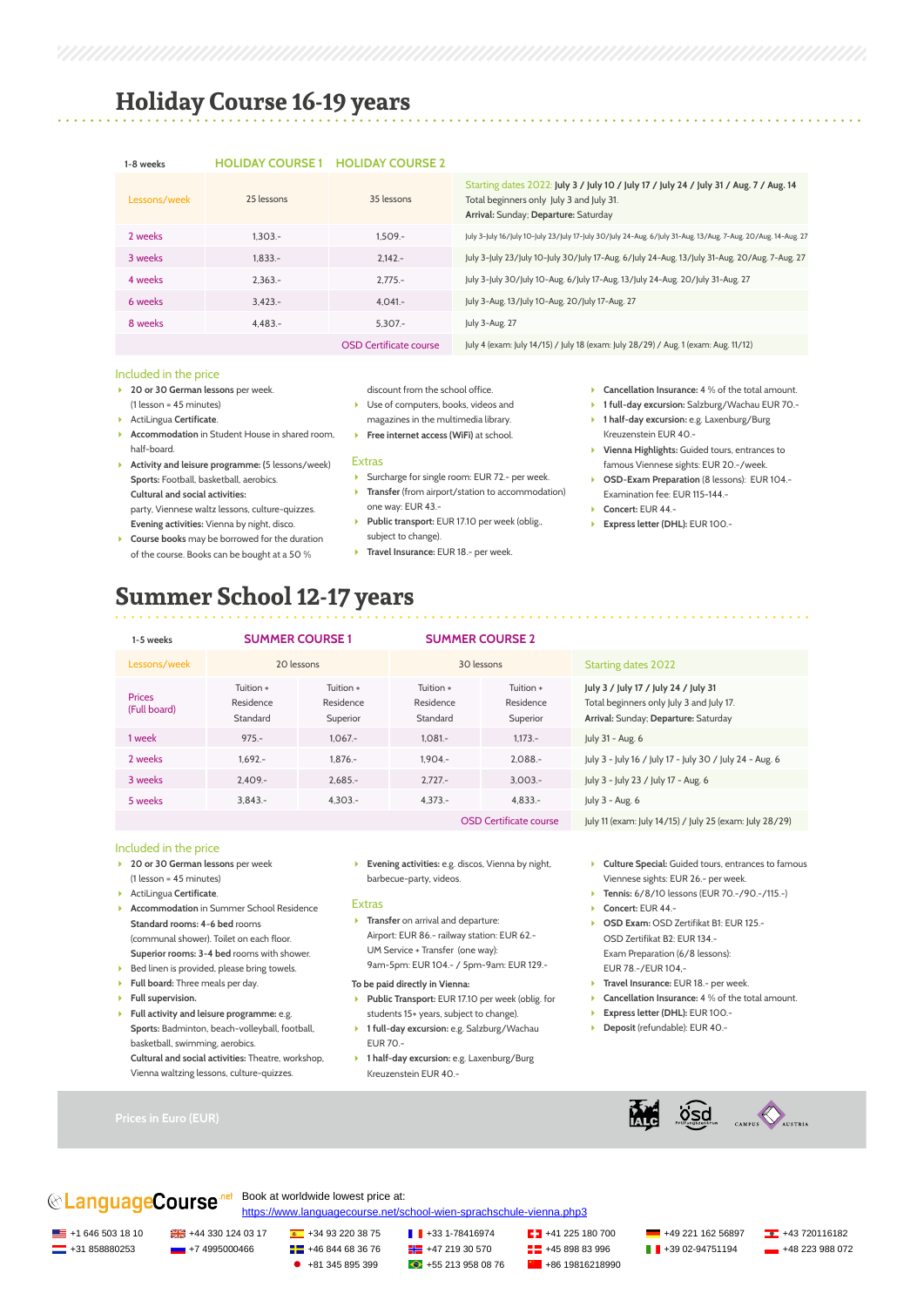# Holiday Course 16-19 years

| 1-8 weeks | HOLIDAY COURSE 1 | HOLIDAY COURSE 2 | |
|---|---|---|---|
| Lessons/week | 25 lessons | 35 lessons | Starting dates 2022: **July 3 / July 10 / July 17 / July 24 / July 31 / Aug. 7 / Aug. 14** Total beginners only July 3 and July 31. **Arrival:** Sunday; **Departure:** Saturday |
| 2 weeks | 1,303.- | 1,509.- | July 3-July 16/July 10-July 23/July 17-July 30/July 24-Aug. 6/July 31-Aug. 13/Aug. 7-Aug. 20/Aug. 14-Aug. 27 |
| 3 weeks | 1,833.- | 2,142.- | July 3-July 23/July 10-July 30/July 17-Aug. 6/July 24-Aug. 13/July 31-Aug. 20/Aug. 7-Aug. 27 |
| 4 weeks | 2,363.- | 2,775.- | July 3-July 30/July 10-Aug. 6/July 17-Aug. 13/July 24-Aug. 20/July 31-Aug. 27 |
| 6 weeks | 3,423.- | 4,041.- | July 3-Aug. 13/July 10-Aug. 20/July 17-Aug. 27 |
| 8 weeks | 4,483.- | 5,307.- | July 3-Aug. 27 |
| | | OSD Certificate course | July 4 (exam: July 14/15) / July 18 (exam: July 28/29) / Aug. 1 (exam: Aug. 11/12) |

### Included in the price

- **20 or 30 German lessons** per week. (1 lesson = 45 minutes)
- ActiLingua **Certificate**.
- **Accommodation** in Student House in shared room, half-board.
- **Activity and leisure programme:** (5 lessons/week) **Sports:** Football, basketball, aerobics. **Cultural and social activities:** party, Viennese waltz lessons, culture-quizzes. **Evening activities:** Vienna by night, disco.
- **Course books** may be borrowed for the duration of the course. Books can be bought at a 50 % discount from the school office.
- Use of computers, books, videos and magazines in the multimedia library.
- **Free internet access (WiFi)** at school.

### Extras

- Surcharge for single room: EUR 72.- per week.
- **Transfer** (from airport/station to accommodation) one way: EUR 43.-
- **Public transport:** EUR 17.10 per week (oblig., subject to change).
- **Travel Insurance:** EUR 18.- per week.
- **Cancellation Insurance:** 4 % of the total amount.
- **1 full-day excursion:** Salzburg/Wachau EUR 70.-
- **1 half-day excursion:** e.g. Laxenburg/Burg Kreuzenstein EUR 40.-
- **Vienna Highlights:** Guided tours, entrances to famous Viennese sights: EUR 20.-/week.
- **OSD-Exam Preparation** (8 lessons): EUR 104.- Examination fee: EUR 115-144.-
- **Concert:** EUR 44.-
- **Express letter (DHL):** EUR 100.-

# Summer School 12-17 years

| 1-5 weeks | SUMMER COURSE 1 | | SUMMER COURSE 2 | | |
|---|---|---|---|---|---|
| Lessons/week | 20 lessons | | 30 lessons | | Starting dates 2022 |
| Prices (Full board) | Tuition + Residence Standard | Tuition + Residence Superior | Tuition + Residence Standard | Tuition + Residence Superior | **July 3 / July 17 / July 24 / July 31** Total beginners only July 3 and July 17. **Arrival:** Sunday; **Departure:** Saturday |
| 1 week | 975.- | 1,067.- | 1,081.- | 1,173.- | July 31 - Aug. 6 |
| 2 weeks | 1,692.- | 1,876.- | 1,904.- | 2,088.- | July 3 - July 16 / July 17 - July 30 / July 24 - Aug. 6 |
| 3 weeks | 2,409.- | 2,685.- | 2,727.- | 3,003.- | July 3 - July 23 / July 17 - Aug. 6 |
| 5 weeks | 3,843.- | 4,303.- | 4,373.- | 4,833.- | July 3 - Aug. 6 |
| | | | | OSD Certificate course | July 11 (exam: July 14/15) / July 25 (exam: July 28/29) |

### Included in the price

- **20 or 30 German lessons** per week (1 lesson = 45 minutes)
- ActiLingua **Certificate**.
- **Accommodation** in Summer School Residence **Standard rooms: 4-6 bed** rooms (communal shower). Toilet on each floor. **Superior rooms: 3-4 bed** rooms with shower.
- Bed linen is provided, please bring towels.
- **Full board:** Three meals per day.
- **Full supervision.**
- **Full activity and leisure programme:** e.g. **Sports:** Badminton, beach-volleyball, football, basketball, swimming, aerobics. **Cultural and social activities:** Theatre, workshop, Vienna waltzing lessons, culture-quizzes.
- **Evening activities:** e.g. discos, Vienna by night, barbecue-party, videos.

### Extras

- **Transfer** on arrival and departure: Airport: EUR 86.- railway station: EUR 62.- UM Service + Transfer (one way): 9am-5pm: EUR 104.- / 5pm-9am: EUR 129.-

**To be paid directly in Vienna:**

- **Public Transport:** EUR 17.10 per week (oblig. for students 15+ years, subject to change).
- **1 full-day excursion:** e.g. Salzburg/Wachau EUR 70.-
- **1 half-day excursion:** e.g. Laxenburg/Burg Kreuzenstein EUR 40.-
- **Culture Special:** Guided tours, entrances to famous Viennese sights: EUR 26.- per week.
- **Tennis:** 6/8/10 lessons (EUR 70.-/90.-/115.-)
- **Concert:** EUR 44.-
- **OSD Exam:** OSD Zertifikat B1: EUR 125.- OSD Zertifikat B2: EUR 134.- Exam Preparation (6/8 lessons): EUR 78.-/EUR 104,-
- **Travel Insurance:** EUR 18.- per week.
- **Cancellation Insurance:** 4 % of the total amount.
- **Express letter (DHL):** EUR 100.-
- **Deposit** (refundable): EUR 40.-

Prices in Euro (EUR)

LanguageCourse.net — Book at worldwide lowest price at: https://www.languagecourse.net/school-wien-sprachschule-vienna.php3

+1 646 503 18 10 · +44 330 124 03 17 · +34 93 220 38 75 · +33 1-78416974 · +41 225 180 700 · +49 221 162 56897 · +43 720116182
+31 858880253 · +7 4995000466 · +46 844 68 36 76 · +47 219 30 570 · +45 898 83 996 · +39 02-94751194 · +48 223 988 072
+81 345 895 399 · +55 213 958 08 76 · +86 19816218990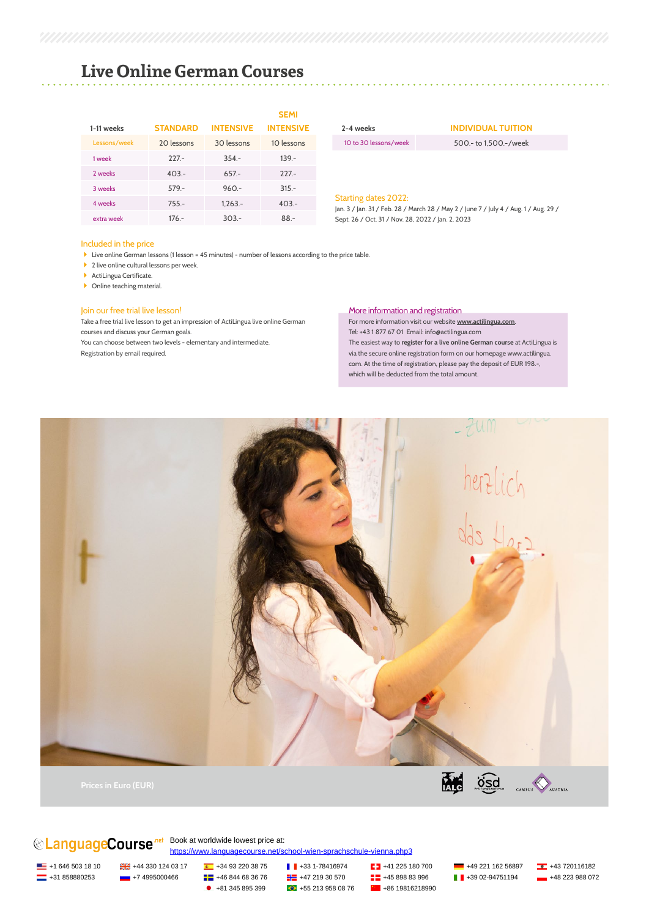# Live Online German Courses

| 1-11 weeks | STANDARD | INTENSIVE | SEMI INTENSIVE |
|---|---|---|---|
| Lessons/week | 20 lessons | 30 lessons | 10 lessons |
| 1 week | 227.- | 354.- | 139.- |
| 2 weeks | 403.- | 657.- | 227.- |
| 3 weeks | 579.- | 960.- | 315.- |
| 4 weeks | 755.- | 1,263.- | 403.- |
| extra week | 176.- | 303.- | 88.- |

| 2-4 weeks | INDIVIDUAL TUITION |
|---|---|
| 10 to 30 lessons/week | 500.- to 1,500.-/week |

Starting dates 2022:

Jan. 3 / Jan. 31 / Feb. 28 / March 28 / May 2 / June 7 / July 4 / Aug. 1 / Aug. 29 / Sept. 26 / Oct. 31 / Nov. 28, 2022 / Jan. 2, 2023

## Included in the price

- Live online German lessons (1 lesson = 45 minutes) - number of lessons according to the price table.
- 2 live online cultural lessons per week.
- ActiLingua Certificate.
- Online teaching material.

## Join our free trial live lesson!

Take a free trial live lesson to get an impression of ActiLingua live online German courses and discuss your German goals.
You can choose between two levels - elementary and intermediate.
Registration by email required.

## More information and registration

For more information visit our website **www.actilingua.com**.
Tel: +43 1 877 67 01 Email: info@actilingua.com
The easiest way to **register for a live online German course** at ActiLingua is via the secure online registration form on our homepage www.actilingua.com. At the time of registration, please pay the deposit of EUR 198.-, which will be deducted from the total amount.

Prices in Euro (EUR)

LanguageCourse.net — Book at worldwide lowest price at: https://www.languagecourse.net/school-wien-sprachschule-vienna.php3

+1 646 503 18 10 | +44 330 124 03 17 | +34 93 220 38 75 | +33 1-78416974 | +41 225 180 700 | +49 221 162 56897 | +43 720116182
+31 858880253 | +7 4995000466 | +46 844 68 36 76 | +47 219 30 570 | +45 898 83 996 | +39 02-94751194 | +48 223 988 072
+81 345 895 399 | +55 213 958 08 76 | +86 19816218990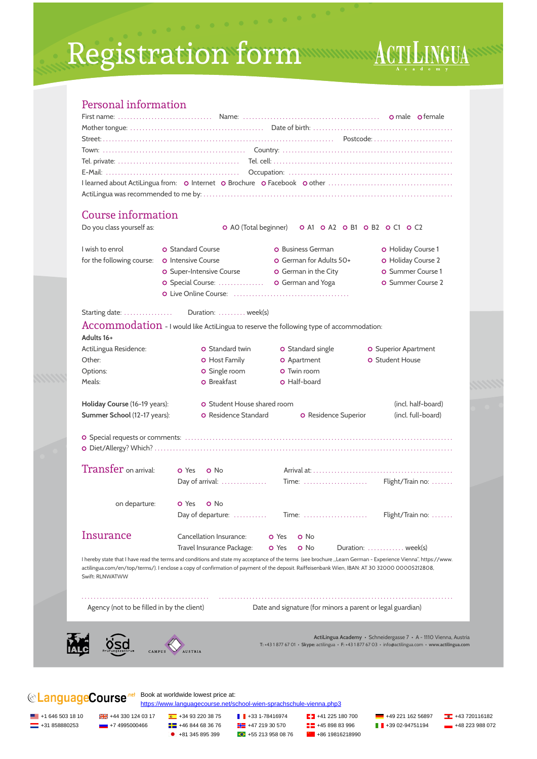# Registration form

ACTILINGUA Academy

## Personal information

First name: ............................... Name: ............................................. o male o female

Mother tongue: ........................................... Date of birth: ..............................................

Street: ......................................................................... Postcode: ..........................

Town: ............................................. Country: ......................................................

Tel. private: ...................................... Tel. cell: ......................................................

E-Mail: ............................................ Occupation: ..................................................

I learned about ActiLingua from: o Internet o Brochure o Facebook o other ..................................

ActiLingua was recommended to me by: ......................................................................

## Course information

Do you class yourself as: o A0 (Total beginner) o A1 o A2 o B1 o B2 o C1 o C2

I wish to enrol for the following course:

- o Standard Course
- o Intensive Course
- o Super-Intensive Course
- o Special Course: ...............
- o Live Online Course: ......................................
- o Business German
- o German for Adults 50+
- o German in the City
- o German and Yoga
- o Holiday Course 1
- o Holiday Course 2
- o Summer Course 1
- o Summer Course 2

Starting date: ................ Duration: ......... week(s)

## Accommodation - I would like ActiLingua to reserve the following type of accommodation:

**Adults 16+**

| | | | |
|---|---|---|---|
| ActiLingua Residence: | o Standard twin | o Standard single | o Superior Apartment |
| Other: | o Host Family | o Apartment | o Student House |
| Options: | o Single room | o Twin room | |
| Meals: | o Breakfast | o Half-board | |

| | | | |
|---|---|---|---|
| **Holiday Course** (16-19 years): | o Student House shared room | | (incl. half-board) |
| **Summer School** (12-17 years): | o Residence Standard | o Residence Superior | (incl. full-board) |

o Special requests or comments: ..........................................................................

o Diet/Allergy? Which? ......................................................................................

## Transfer on arrival:

o Yes o No Arrival at: ............................................

Day of arrival: .............. Time: ..................... Flight/Train no: .......

on departure: o Yes o No

Day of departure: ........... Time: ..................... Flight/Train no: .......

## Insurance

Cancellation Insurance: o Yes o No

Travel Insurance Package: o Yes o No Duration: ........... week(s)

I hereby state that I have read the terms and conditions and state my acceptance of the terms (see brochure „Learn German - Experience Vienna", https://www.actilingua.com/en/top/terms/). I enclose a copy of confirmation of payment of the deposit. Raiffeisenbank Wien, IBAN: AT 30 32000 00005212808, Swift: RLNWATWW

........................................ ............................................................

Agency (not to be filled in by the client) Date and signature (for minors a parent or legal guardian)

IALC · ÖSD Prüfungszentrum · CAMPUS AUSTRIA

**ActiLingua Academy** • Schneidergasse 7 • A - 1110 Vienna, Austria
T: +43 1 877 67 01 • Skype: actilingua • F: +43 1 877 67 03 • info@actilingua.com • www.actilingua.com

LanguageCourse.net — Book at worldwide lowest price at:
https://www.languagecourse.net/school-wien-sprachschule-vienna.php3

+1 646 503 18 10 · +44 330 124 03 17 · +34 93 220 38 75 · +33 1-78416974 · +41 225 180 700 · +49 221 162 56897 · +43 720116182
+31 858880253 · +7 4995000466 · +46 844 68 36 76 · +47 219 30 570 · +45 898 83 996 · +39 02-94751194 · +48 223 988 072
+81 345 895 399 · +55 213 958 08 76 · +86 19816218990